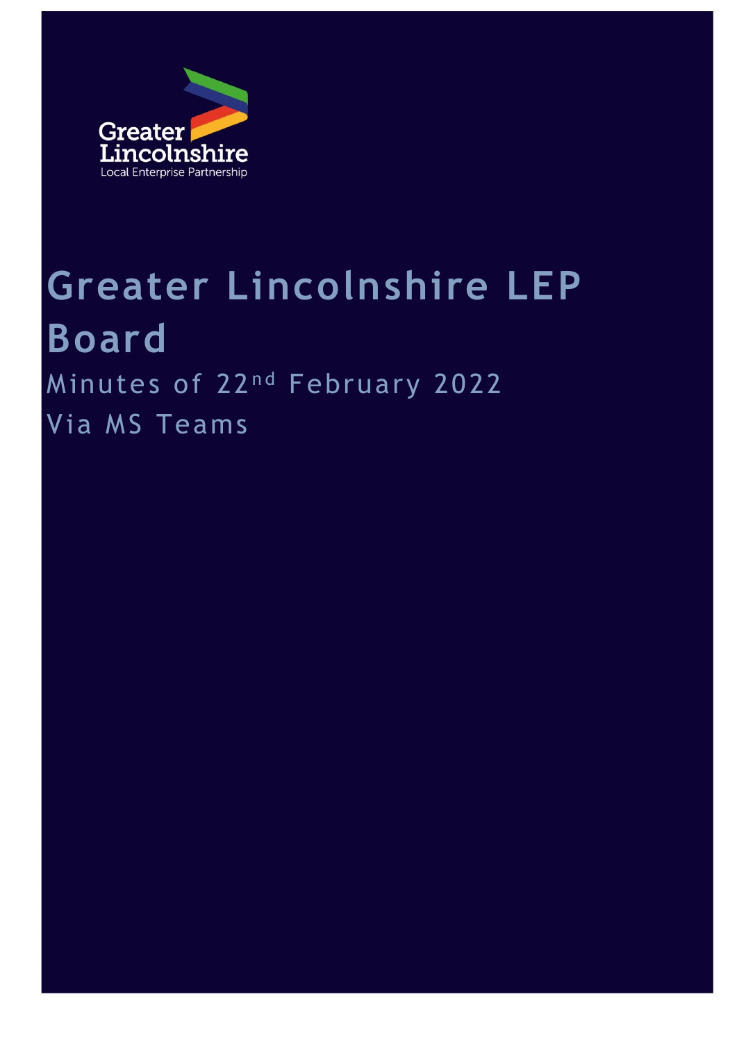Greater Lincolnshire

Local Enterprise Partnership

# Greater Lincolnshire LEP Board

Minutes of 22nd February 2022

Via MS Teams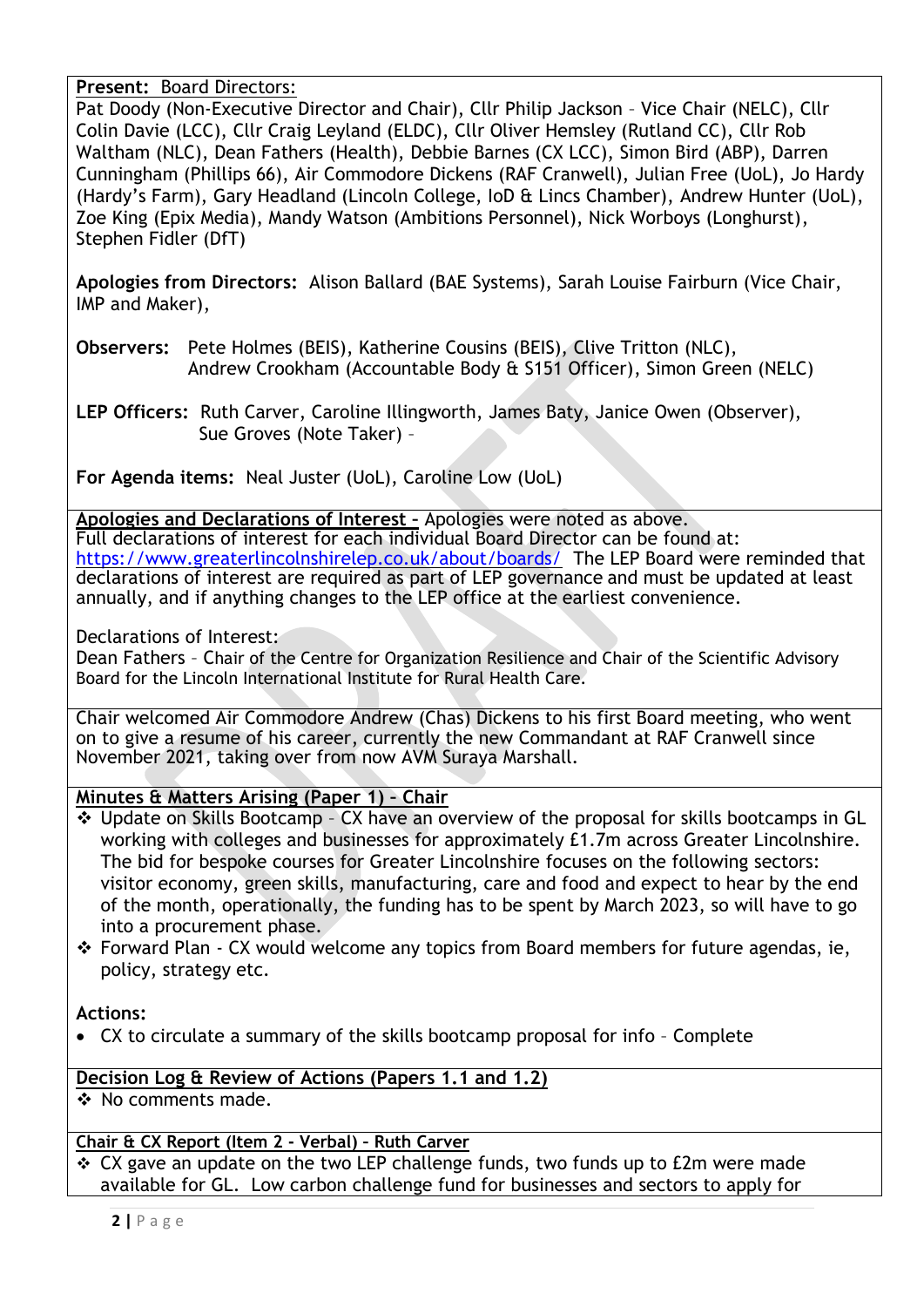**Present:** Board Directors:
Pat Doody (Non-Executive Director and Chair), Cllr Philip Jackson – Vice Chair (NELC), Cllr Colin Davie (LCC), Cllr Craig Leyland (ELDC), Cllr Oliver Hemsley (Rutland CC), Cllr Rob Waltham (NLC), Dean Fathers (Health), Debbie Barnes (CX LCC), Simon Bird (ABP), Darren Cunningham (Phillips 66), Air Commodore Dickens (RAF Cranwell), Julian Free (UoL), Jo Hardy (Hardy's Farm), Gary Headland (Lincoln College, IoD & Lincs Chamber), Andrew Hunter (UoL), Zoe King (Epix Media), Mandy Watson (Ambitions Personnel), Nick Worboys (Longhurst), Stephen Fidler (DfT)

**Apologies from Directors:** Alison Ballard (BAE Systems), Sarah Louise Fairburn (Vice Chair, IMP and Maker),

**Observers:** Pete Holmes (BEIS), Katherine Cousins (BEIS), Clive Tritton (NLC), Andrew Crookham (Accountable Body & S151 Officer), Simon Green (NELC)

**LEP Officers:** Ruth Carver, Caroline Illingworth, James Baty, Janice Owen (Observer), Sue Groves (Note Taker) –

**For Agenda items:** Neal Juster (UoL), Caroline Low (UoL)

**Apologies and Declarations of Interest –** Apologies were noted as above.
Full declarations of interest for each individual Board Director can be found at: https://www.greaterlincolnshirelep.co.uk/about/boards/ The LEP Board were reminded that declarations of interest are required as part of LEP governance and must be updated at least annually, and if anything changes to the LEP office at the earliest convenience.

Declarations of Interest:
Dean Fathers – Chair of the Centre for Organization Resilience and Chair of the Scientific Advisory Board for the Lincoln International Institute for Rural Health Care.

Chair welcomed Air Commodore Andrew (Chas) Dickens to his first Board meeting, who went on to give a resume of his career, currently the new Commandant at RAF Cranwell since November 2021, taking over from now AVM Suraya Marshall.

**Minutes & Matters Arising (Paper 1) – Chair**

- Update on Skills Bootcamp – CX have an overview of the proposal for skills bootcamps in GL working with colleges and businesses for approximately £1.7m across Greater Lincolnshire. The bid for bespoke courses for Greater Lincolnshire focuses on the following sectors: visitor economy, green skills, manufacturing, care and food and expect to hear by the end of the month, operationally, the funding has to be spent by March 2023, so will have to go into a procurement phase.
- Forward Plan - CX would welcome any topics from Board members for future agendas, ie, policy, strategy etc.

**Actions:**

- CX to circulate a summary of the skills bootcamp proposal for info – Complete

**Decision Log & Review of Actions (Papers 1.1 and 1.2)**

- No comments made.

**Chair & CX Report (Item 2 - Verbal) – Ruth Carver**

- CX gave an update on the two LEP challenge funds, two funds up to £2m were made available for GL. Low carbon challenge fund for businesses and sectors to apply for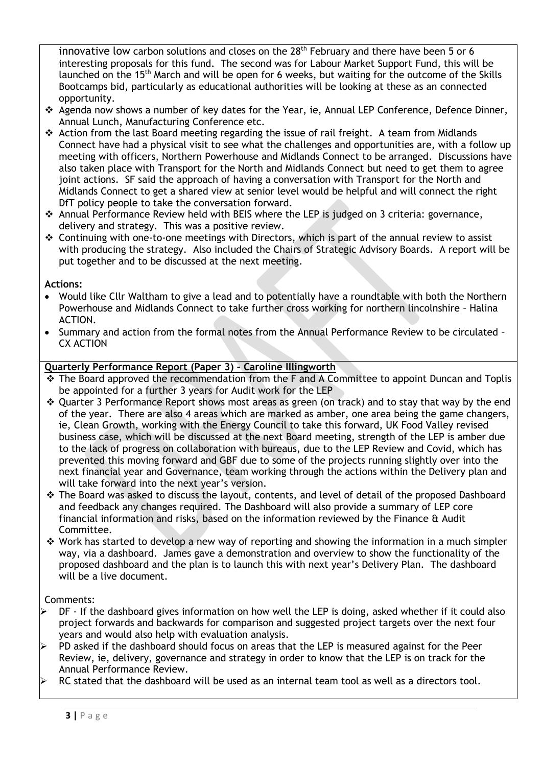innovative low carbon solutions and closes on the 28th February and there have been 5 or 6 interesting proposals for this fund. The second was for Labour Market Support Fund, this will be launched on the 15th March and will be open for 6 weeks, but waiting for the outcome of the Skills Bootcamps bid, particularly as educational authorities will be looking at these as an connected opportunity.

- ❖ Agenda now shows a number of key dates for the Year, ie, Annual LEP Conference, Defence Dinner, Annual Lunch, Manufacturing Conference etc.
- ❖ Action from the last Board meeting regarding the issue of rail freight. A team from Midlands Connect have had a physical visit to see what the challenges and opportunities are, with a follow up meeting with officers, Northern Powerhouse and Midlands Connect to be arranged. Discussions have also taken place with Transport for the North and Midlands Connect but need to get them to agree joint actions. SF said the approach of having a conversation with Transport for the North and Midlands Connect to get a shared view at senior level would be helpful and will connect the right DfT policy people to take the conversation forward.
- ❖ Annual Performance Review held with BEIS where the LEP is judged on 3 criteria: governance, delivery and strategy. This was a positive review.
- ❖ Continuing with one-to-one meetings with Directors, which is part of the annual review to assist with producing the strategy. Also included the Chairs of Strategic Advisory Boards. A report will be put together and to be discussed at the next meeting.

**Actions:**

- Would like Cllr Waltham to give a lead and to potentially have a roundtable with both the Northern Powerhouse and Midlands Connect to take further cross working for northern lincolnshire – Halina ACTION.
- Summary and action from the formal notes from the Annual Performance Review to be circulated – CX ACTION

**Quarterly Performance Report (Paper 3) – Caroline Illingworth**

- ❖ The Board approved the recommendation from the F and A Committee to appoint Duncan and Toplis be appointed for a further 3 years for Audit work for the LEP
- ❖ Quarter 3 Performance Report shows most areas as green (on track) and to stay that way by the end of the year. There are also 4 areas which are marked as amber, one area being the game changers, ie, Clean Growth, working with the Energy Council to take this forward, UK Food Valley revised business case, which will be discussed at the next Board meeting, strength of the LEP is amber due to the lack of progress on collaboration with bureaus, due to the LEP Review and Covid, which has prevented this moving forward and GBF due to some of the projects running slightly over into the next financial year and Governance, team working through the actions within the Delivery plan and will take forward into the next year's version.
- ❖ The Board was asked to discuss the layout, contents, and level of detail of the proposed Dashboard and feedback any changes required. The Dashboard will also provide a summary of LEP core financial information and risks, based on the information reviewed by the Finance & Audit Committee.
- ❖ Work has started to develop a new way of reporting and showing the information in a much simpler way, via a dashboard. James gave a demonstration and overview to show the functionality of the proposed dashboard and the plan is to launch this with next year's Delivery Plan. The dashboard will be a live document.

Comments:

- ➢ DF - If the dashboard gives information on how well the LEP is doing, asked whether if it could also project forwards and backwards for comparison and suggested project targets over the next four years and would also help with evaluation analysis.
- ➢ PD asked if the dashboard should focus on areas that the LEP is measured against for the Peer Review, ie, delivery, governance and strategy in order to know that the LEP is on track for the Annual Performance Review.
- ➢ RC stated that the dashboard will be used as an internal team tool as well as a directors tool.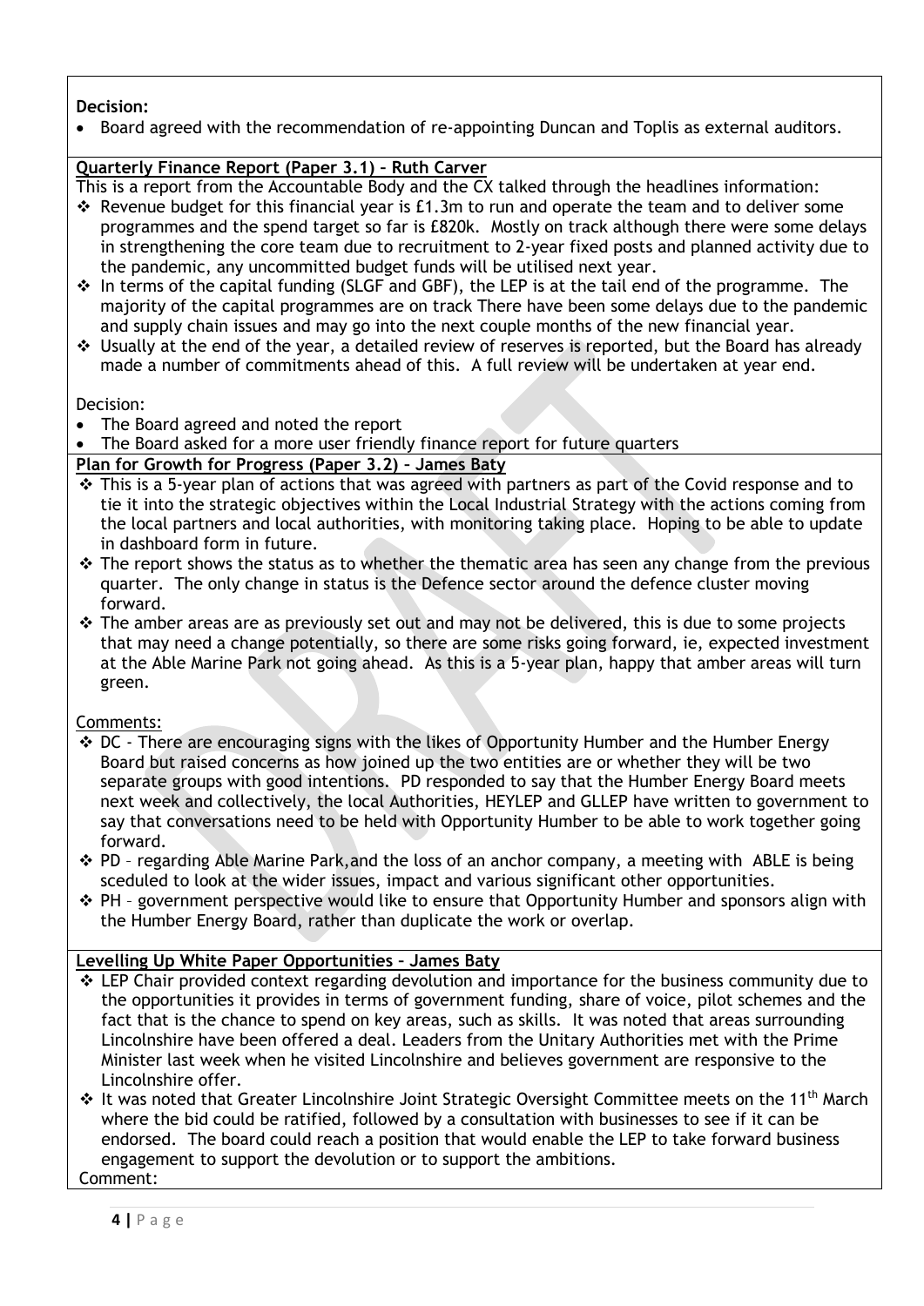**Decision:**

- Board agreed with the recommendation of re-appointing Duncan and Toplis as external auditors.

**Quarterly Finance Report (Paper 3.1) – Ruth Carver**

This is a report from the Accountable Body and the CX talked through the headlines information:

- Revenue budget for this financial year is £1.3m to run and operate the team and to deliver some programmes and the spend target so far is £820k. Mostly on track although there were some delays in strengthening the core team due to recruitment to 2-year fixed posts and planned activity due to the pandemic, any uncommitted budget funds will be utilised next year.
- In terms of the capital funding (SLGF and GBF), the LEP is at the tail end of the programme. The majority of the capital programmes are on track There have been some delays due to the pandemic and supply chain issues and may go into the next couple months of the new financial year.
- Usually at the end of the year, a detailed review of reserves is reported, but the Board has already made a number of commitments ahead of this. A full review will be undertaken at year end.

Decision:

- The Board agreed and noted the report
- The Board asked for a more user friendly finance report for future quarters

**Plan for Growth for Progress (Paper 3.2) – James Baty**

- This is a 5-year plan of actions that was agreed with partners as part of the Covid response and to tie it into the strategic objectives within the Local Industrial Strategy with the actions coming from the local partners and local authorities, with monitoring taking place. Hoping to be able to update in dashboard form in future.
- The report shows the status as to whether the thematic area has seen any change from the previous quarter. The only change in status is the Defence sector around the defence cluster moving forward.
- The amber areas are as previously set out and may not be delivered, this is due to some projects that may need a change potentially, so there are some risks going forward, ie, expected investment at the Able Marine Park not going ahead. As this is a 5-year plan, happy that amber areas will turn green.

Comments:

- DC - There are encouraging signs with the likes of Opportunity Humber and the Humber Energy Board but raised concerns as how joined up the two entities are or whether they will be two separate groups with good intentions. PD responded to say that the Humber Energy Board meets next week and collectively, the local Authorities, HEYLEP and GLLEP have written to government to say that conversations need to be held with Opportunity Humber to be able to work together going forward.
- PD – regarding Able Marine Park,and the loss of an anchor company, a meeting with ABLE is being sceduled to look at the wider issues, impact and various significant other opportunities.
- PH – government perspective would like to ensure that Opportunity Humber and sponsors align with the Humber Energy Board, rather than duplicate the work or overlap.

**Levelling Up White Paper Opportunities – James Baty**

- LEP Chair provided context regarding devolution and importance for the business community due to the opportunities it provides in terms of government funding, share of voice, pilot schemes and the fact that is the chance to spend on key areas, such as skills. It was noted that areas surrounding Lincolnshire have been offered a deal. Leaders from the Unitary Authorities met with the Prime Minister last week when he visited Lincolnshire and believes government are responsive to the Lincolnshire offer.
- It was noted that Greater Lincolnshire Joint Strategic Oversight Committee meets on the 11th March where the bid could be ratified, followed by a consultation with businesses to see if it can be endorsed. The board could reach a position that would enable the LEP to take forward business engagement to support the devolution or to support the ambitions.

Comment: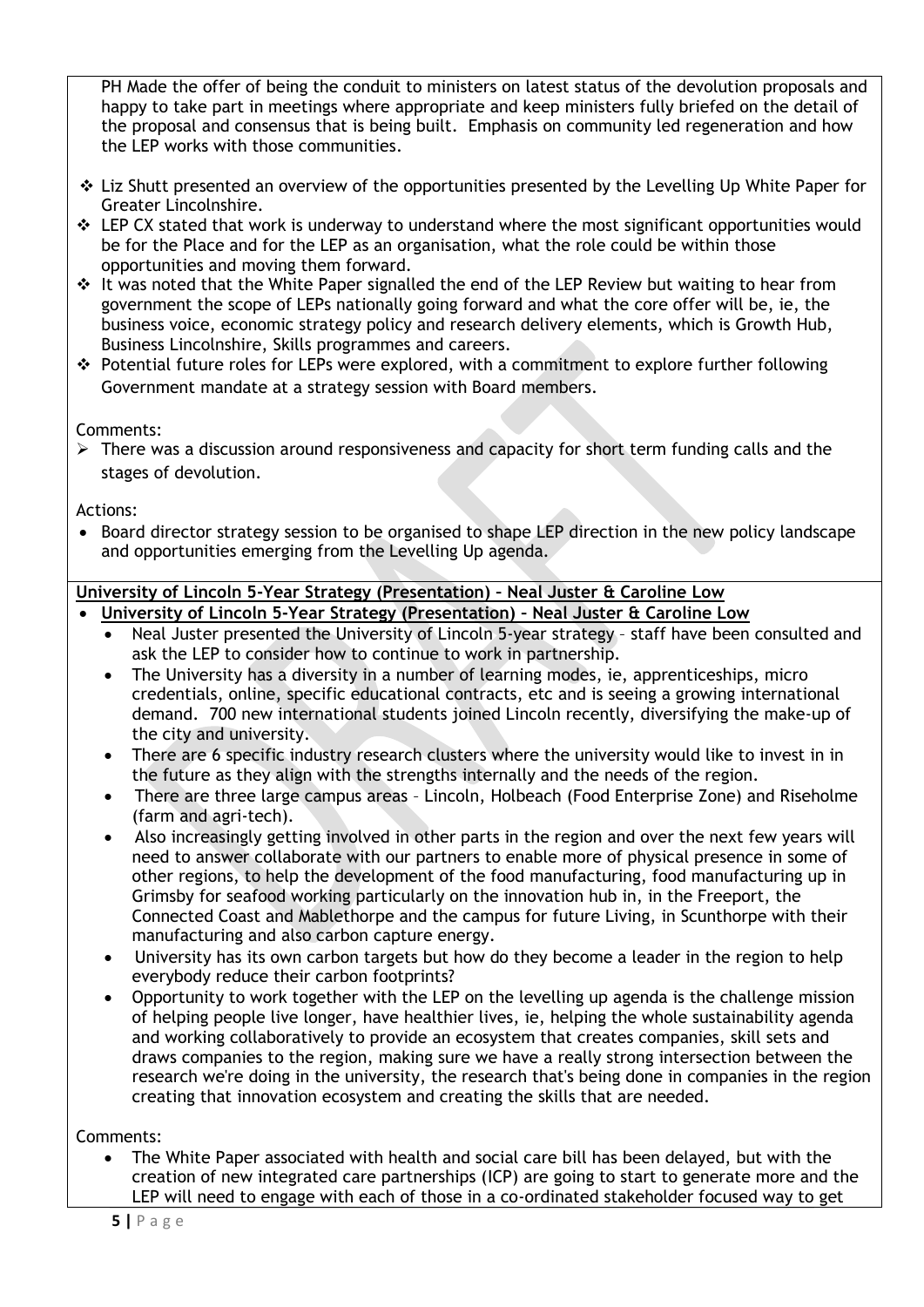PH Made the offer of being the conduit to ministers on latest status of the devolution proposals and happy to take part in meetings where appropriate and keep ministers fully briefed on the detail of the proposal and consensus that is being built. Emphasis on community led regeneration and how the LEP works with those communities.

- Liz Shutt presented an overview of the opportunities presented by the Levelling Up White Paper for Greater Lincolnshire.
- LEP CX stated that work is underway to understand where the most significant opportunities would be for the Place and for the LEP as an organisation, what the role could be within those opportunities and moving them forward.
- It was noted that the White Paper signalled the end of the LEP Review but waiting to hear from government the scope of LEPs nationally going forward and what the core offer will be, ie, the business voice, economic strategy policy and research delivery elements, which is Growth Hub, Business Lincolnshire, Skills programmes and careers.
- Potential future roles for LEPs were explored, with a commitment to explore further following Government mandate at a strategy session with Board members.

Comments:

- There was a discussion around responsiveness and capacity for short term funding calls and the stages of devolution.

Actions:

- Board director strategy session to be organised to shape LEP direction in the new policy landscape and opportunities emerging from the Levelling Up agenda.

**University of Lincoln 5-Year Strategy (Presentation) – Neal Juster & Caroline Low**

- **University of Lincoln 5-Year Strategy (Presentation) – Neal Juster & Caroline Low**
  - Neal Juster presented the University of Lincoln 5-year strategy – staff have been consulted and ask the LEP to consider how to continue to work in partnership.
  - The University has a diversity in a number of learning modes, ie, apprenticeships, micro credentials, online, specific educational contracts, etc and is seeing a growing international demand. 700 new international students joined Lincoln recently, diversifying the make-up of the city and university.
  - There are 6 specific industry research clusters where the university would like to invest in in the future as they align with the strengths internally and the needs of the region.
  - There are three large campus areas – Lincoln, Holbeach (Food Enterprise Zone) and Riseholme (farm and agri-tech).
  - Also increasingly getting involved in other parts in the region and over the next few years will need to answer collaborate with our partners to enable more of physical presence in some of other regions, to help the development of the food manufacturing, food manufacturing up in Grimsby for seafood working particularly on the innovation hub in, in the Freeport, the Connected Coast and Mablethorpe and the campus for future Living, in Scunthorpe with their manufacturing and also carbon capture energy.
  - University has its own carbon targets but how do they become a leader in the region to help everybody reduce their carbon footprints?
  - Opportunity to work together with the LEP on the levelling up agenda is the challenge mission of helping people live longer, have healthier lives, ie, helping the whole sustainability agenda and working collaboratively to provide an ecosystem that creates companies, skill sets and draws companies to the region, making sure we have a really strong intersection between the research we're doing in the university, the research that's being done in companies in the region creating that innovation ecosystem and creating the skills that are needed.

Comments:

- The White Paper associated with health and social care bill has been delayed, but with the creation of new integrated care partnerships (ICP) are going to start to generate more and the LEP will need to engage with each of those in a co-ordinated stakeholder focused way to get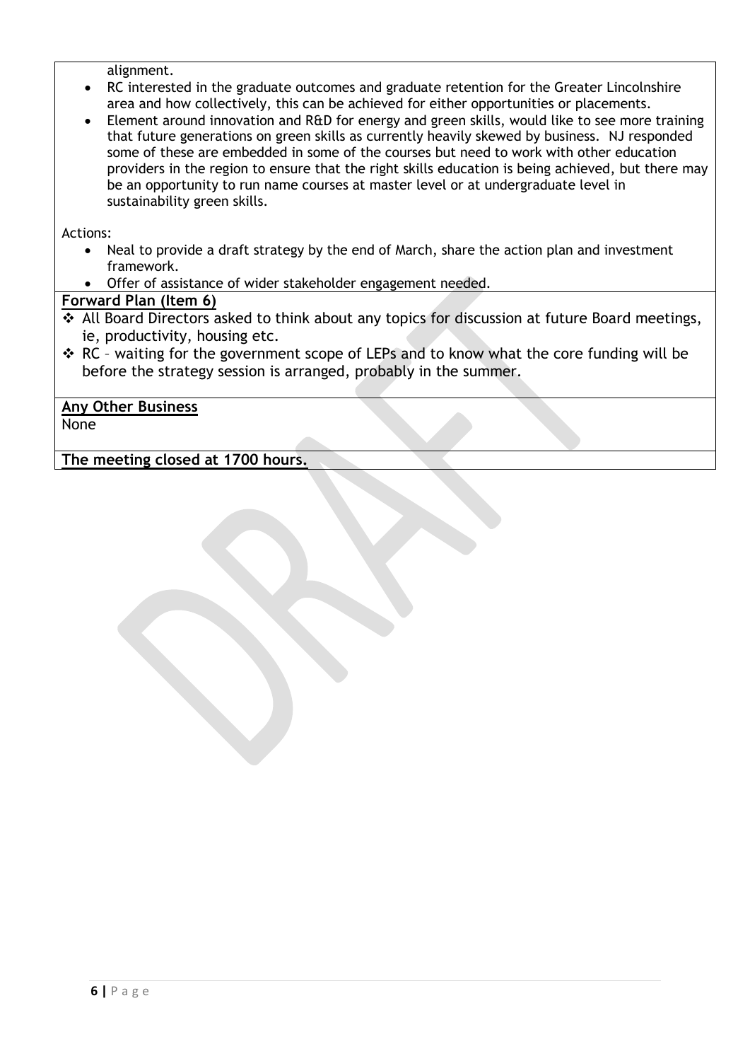alignment.

- RC interested in the graduate outcomes and graduate retention for the Greater Lincolnshire area and how collectively, this can be achieved for either opportunities or placements.
- Element around innovation and R&D for energy and green skills, would like to see more training that future generations on green skills as currently heavily skewed by business. NJ responded some of these are embedded in some of the courses but need to work with other education providers in the region to ensure that the right skills education is being achieved, but there may be an opportunity to run name courses at master level or at undergraduate level in sustainability green skills.

Actions:

- Neal to provide a draft strategy by the end of March, share the action plan and investment framework.
- Offer of assistance of wider stakeholder engagement needed.

**Forward Plan (Item 6)**

- All Board Directors asked to think about any topics for discussion at future Board meetings, ie, productivity, housing etc.
- RC – waiting for the government scope of LEPs and to know what the core funding will be before the strategy session is arranged, probably in the summer.

**Any Other Business**

None

**The meeting closed at 1700 hours.**